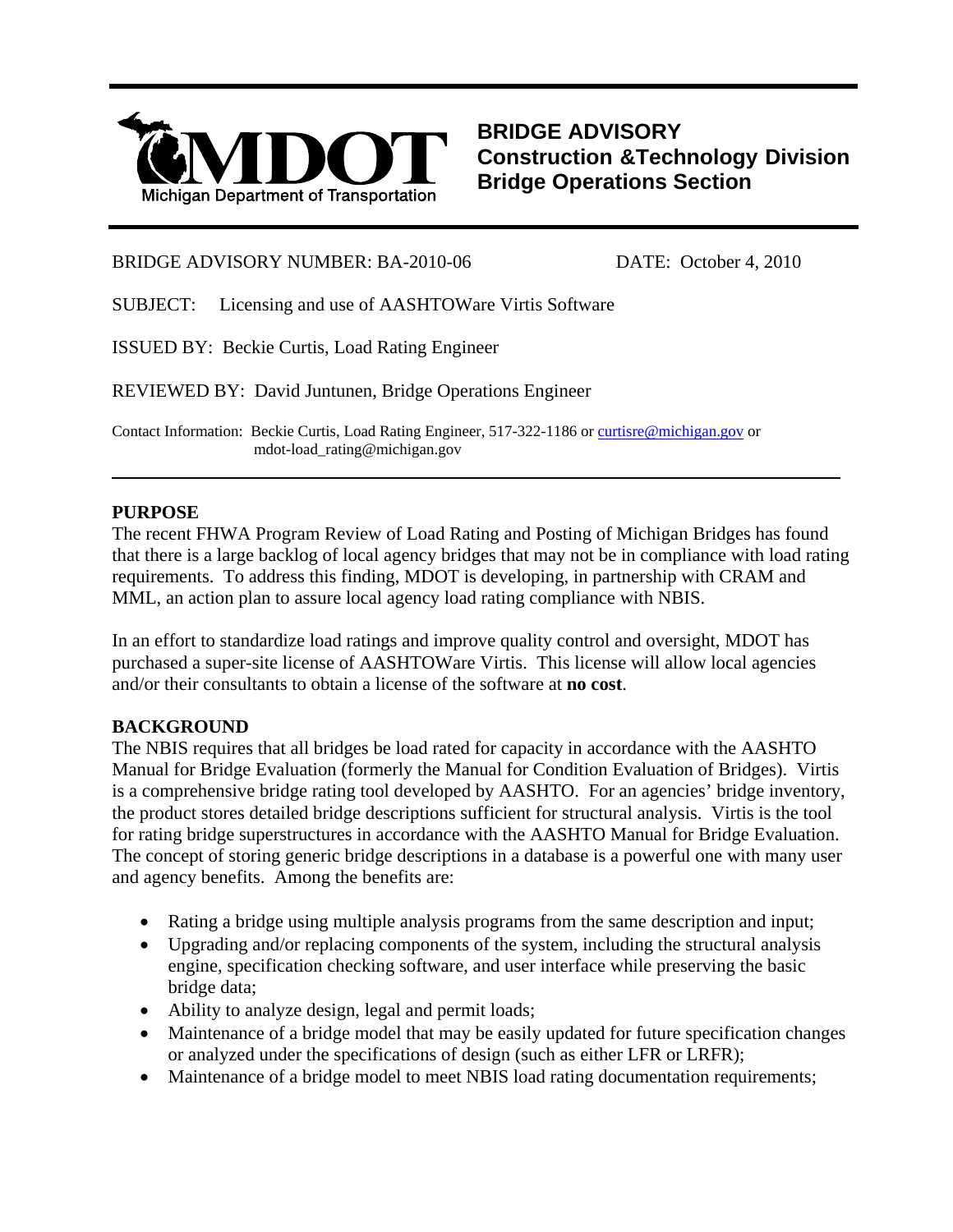# BRIDGE ADVISORY
## Construction &Technology Division
## Bridge Operations Section

Michigan Department of Transportation

BRIDGE ADVISORY NUMBER: BA-2010-06 DATE: October 4, 2010

SUBJECT: Licensing and use of AASHTOWare Virtis Software

ISSUED BY: Beckie Curtis, Load Rating Engineer

REVIEWED BY: David Juntunen, Bridge Operations Engineer

Contact Information: Beckie Curtis, Load Rating Engineer, 517-322-1186 or curtisre@michigan.gov or mdot-load_rating@michigan.gov

---

**PURPOSE**

The recent FHWA Program Review of Load Rating and Posting of Michigan Bridges has found that there is a large backlog of local agency bridges that may not be in compliance with load rating requirements. To address this finding, MDOT is developing, in partnership with CRAM and MML, an action plan to assure local agency load rating compliance with NBIS.

In an effort to standardize load ratings and improve quality control and oversight, MDOT has purchased a super-site license of AASHTOWare Virtis. This license will allow local agencies and/or their consultants to obtain a license of the software at **no cost**.

**BACKGROUND**

The NBIS requires that all bridges be load rated for capacity in accordance with the AASHTO Manual for Bridge Evaluation (formerly the Manual for Condition Evaluation of Bridges). Virtis is a comprehensive bridge rating tool developed by AASHTO. For an agencies' bridge inventory, the product stores detailed bridge descriptions sufficient for structural analysis. Virtis is the tool for rating bridge superstructures in accordance with the AASHTO Manual for Bridge Evaluation. The concept of storing generic bridge descriptions in a database is a powerful one with many user and agency benefits. Among the benefits are:

- Rating a bridge using multiple analysis programs from the same description and input;
- Upgrading and/or replacing components of the system, including the structural analysis engine, specification checking software, and user interface while preserving the basic bridge data;
- Ability to analyze design, legal and permit loads;
- Maintenance of a bridge model that may be easily updated for future specification changes or analyzed under the specifications of design (such as either LFR or LRFR);
- Maintenance of a bridge model to meet NBIS load rating documentation requirements;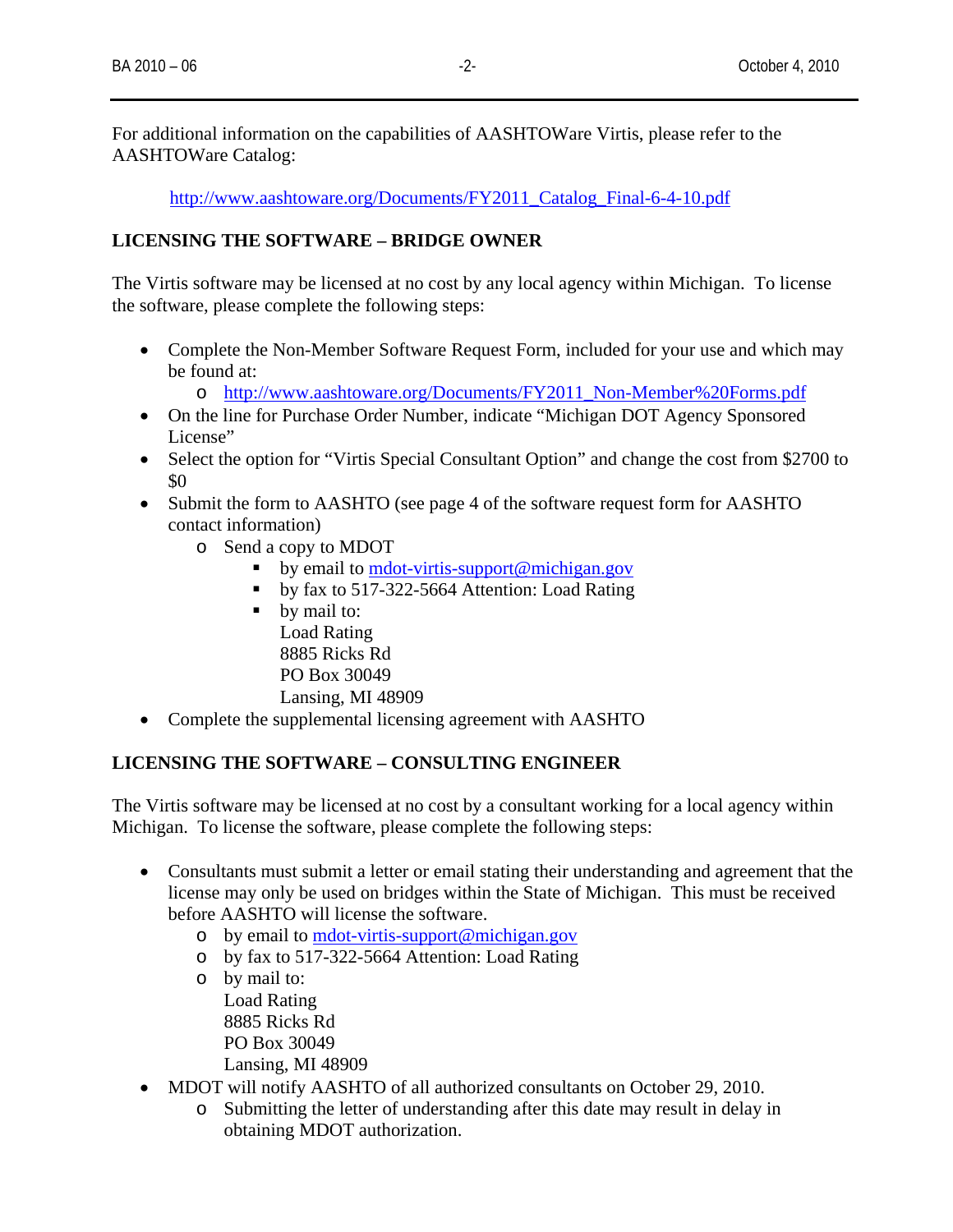For additional information on the capabilities of AASHTOWare Virtis, please refer to the AASHTOWare Catalog:

[http://www.aashtoware.org/Documents/FY2011_Catalog_Final-6-4-10.pdf](http://www.aashtoware.org/Documents/FY2011_Catalog_Final-6-4-10.pdf)

## LICENSING THE SOFTWARE – BRIDGE OWNER

The Virtis software may be licensed at no cost by any local agency within Michigan. To license the software, please complete the following steps:

- Complete the Non-Member Software Request Form, included for your use and which may be found at:
    - [http://www.aashtoware.org/Documents/FY2011_Non-Member%20Forms.pdf](http://www.aashtoware.org/Documents/FY2011_Non-Member%20Forms.pdf)
- On the line for Purchase Order Number, indicate "Michigan DOT Agency Sponsored License"
- Select the option for "Virtis Special Consultant Option" and change the cost from $2700 to $0
- Submit the form to AASHTO (see page 4 of the software request form for AASHTO contact information)
    - Send a copy to MDOT
        - by email to [mdot-virtis-support@michigan.gov](mailto:mdot-virtis-support@michigan.gov)
        - by fax to 517-322-5664 Attention: Load Rating
        - by mail to:  
          Load Rating  
          8885 Ricks Rd  
          PO Box 30049  
          Lansing, MI 48909
- Complete the supplemental licensing agreement with AASHTO

## LICENSING THE SOFTWARE – CONSULTING ENGINEER

The Virtis software may be licensed at no cost by a consultant working for a local agency within Michigan. To license the software, please complete the following steps:

- Consultants must submit a letter or email stating their understanding and agreement that the license may only be used on bridges within the State of Michigan. This must be received before AASHTO will license the software.
    - by email to [mdot-virtis-support@michigan.gov](mailto:mdot-virtis-support@michigan.gov)
    - by fax to 517-322-5664 Attention: Load Rating
    - by mail to:  
      Load Rating  
      8885 Ricks Rd  
      PO Box 30049  
      Lansing, MI 48909
- MDOT will notify AASHTO of all authorized consultants on October 29, 2010.
    - Submitting the letter of understanding after this date may result in delay in obtaining MDOT authorization.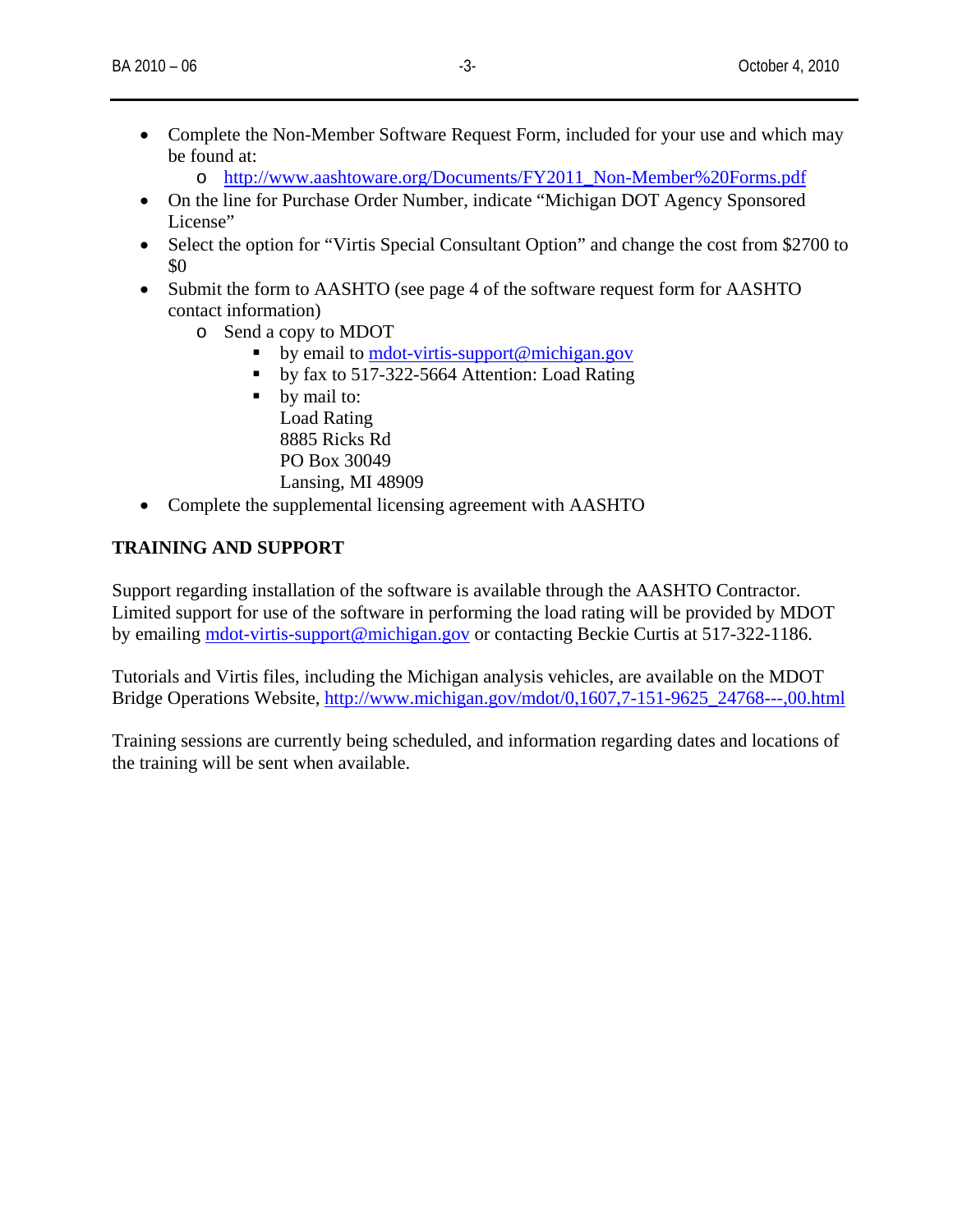- Complete the Non-Member Software Request Form, included for your use and which may be found at:
  - http://www.aashtoware.org/Documents/FY2011_Non-Member%20Forms.pdf
- On the line for Purchase Order Number, indicate “Michigan DOT Agency Sponsored License”
- Select the option for “Virtis Special Consultant Option” and change the cost from $2700 to $0
- Submit the form to AASHTO (see page 4 of the software request form for AASHTO contact information)
  - Send a copy to MDOT
    - by email to mdot-virtis-support@michigan.gov
    - by fax to 517-322-5664 Attention: Load Rating
    - by mail to:
      Load Rating
      8885 Ricks Rd
      PO Box 30049
      Lansing, MI 48909
- Complete the supplemental licensing agreement with AASHTO

**TRAINING AND SUPPORT**

Support regarding installation of the software is available through the AASHTO Contractor. Limited support for use of the software in performing the load rating will be provided by MDOT by emailing mdot-virtis-support@michigan.gov or contacting Beckie Curtis at 517-322-1186.

Tutorials and Virtis files, including the Michigan analysis vehicles, are available on the MDOT Bridge Operations Website, http://www.michigan.gov/mdot/0,1607,7-151-9625_24768---,00.html

Training sessions are currently being scheduled, and information regarding dates and locations of the training will be sent when available.